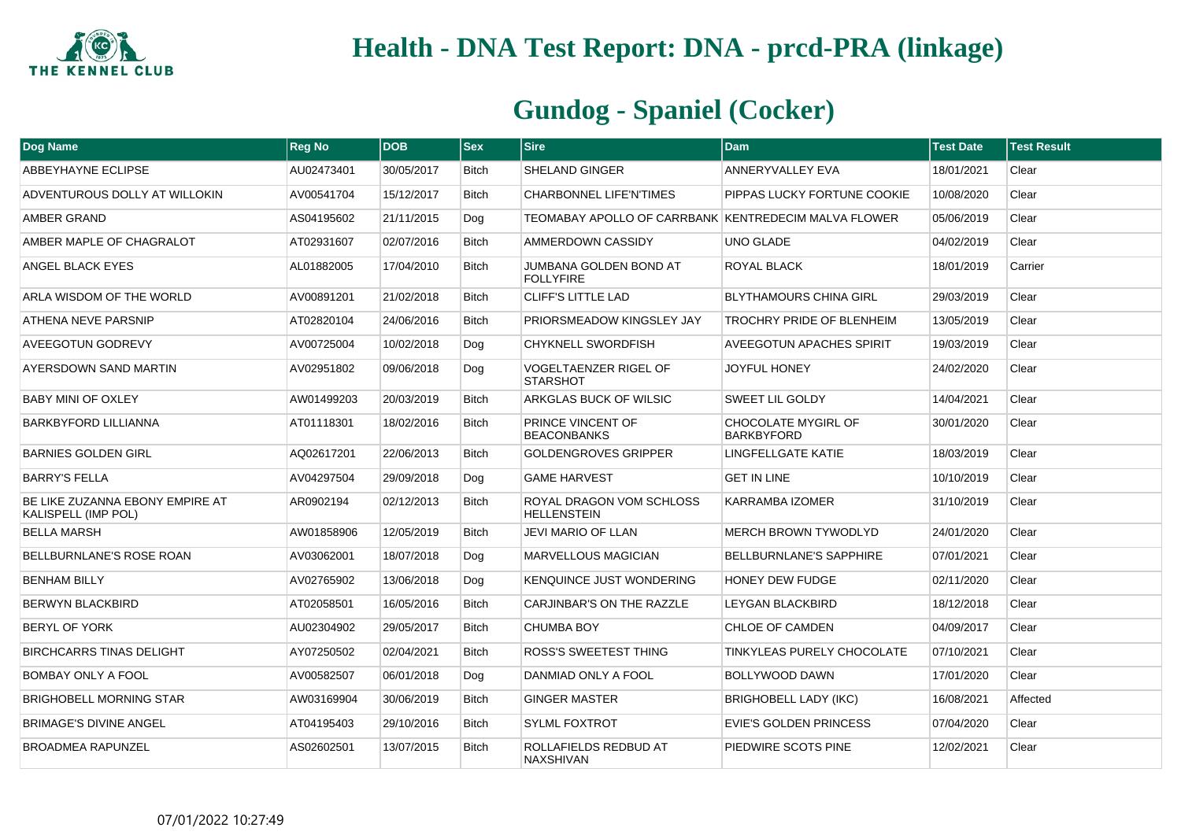# Health - DNA Test Report: DNA - prcd-PRA (linkage)

## Gundog - Spaniel (Cocker)

| Dog Name | Reg No | DOB | Sex | Sire | Dam | Test Date | Test Result |
|---|---|---|---|---|---|---|---|
| ABBEYHAYNE ECLIPSE | AU02473401 | 30/05/2017 | Bitch | SHELAND GINGER | ANNERYVALLEY EVA | 18/01/2021 | Clear |
| ADVENTUROUS DOLLY AT WILLOKIN | AV00541704 | 15/12/2017 | Bitch | CHARBONNEL LIFE'N'TIMES | PIPPAS LUCKY FORTUNE COOKIE | 10/08/2020 | Clear |
| AMBER GRAND | AS04195602 | 21/11/2015 | Dog | TEOMABAY APOLLO OF CARRBANK | KENTREDECIM MALVA FLOWER | 05/06/2019 | Clear |
| AMBER MAPLE OF CHAGRALOT | AT02931607 | 02/07/2016 | Bitch | AMMERDOWN CASSIDY | UNO GLADE | 04/02/2019 | Clear |
| ANGEL BLACK EYES | AL01882005 | 17/04/2010 | Bitch | JUMBANA GOLDEN BOND AT FOLLYFIRE | ROYAL BLACK | 18/01/2019 | Carrier |
| ARLA WISDOM OF THE WORLD | AV00891201 | 21/02/2018 | Bitch | CLIFF'S LITTLE LAD | BLYTHAMOURS CHINA GIRL | 29/03/2019 | Clear |
| ATHENA NEVE PARSNIP | AT02820104 | 24/06/2016 | Bitch | PRIORSMEADOW KINGSLEY JAY | TROCHRY PRIDE OF BLENHEIM | 13/05/2019 | Clear |
| AVEEGOTUN GODREVY | AV00725004 | 10/02/2018 | Dog | CHYKNELL SWORDFISH | AVEEGOTUN APACHES SPIRIT | 19/03/2019 | Clear |
| AYERSDOWN SAND MARTIN | AV02951802 | 09/06/2018 | Dog | VOGELTAENZER RIGEL OF STARSHOT | JOYFUL HONEY | 24/02/2020 | Clear |
| BABY MINI OF OXLEY | AW01499203 | 20/03/2019 | Bitch | ARKGLAS BUCK OF WILSIC | SWEET LIL GOLDY | 14/04/2021 | Clear |
| BARKBYFORD LILLIANNA | AT01118301 | 18/02/2016 | Bitch | PRINCE VINCENT OF BEACONBANKS | CHOCOLATE MYGIRL OF BARKBYFORD | 30/01/2020 | Clear |
| BARNIES GOLDEN GIRL | AQ02617201 | 22/06/2013 | Bitch | GOLDENGROVES GRIPPER | LINGFELLGATE KATIE | 18/03/2019 | Clear |
| BARRY'S FELLA | AV04297504 | 29/09/2018 | Dog | GAME HARVEST | GET IN LINE | 10/10/2019 | Clear |
| BE LIKE ZUZANNA EBONY EMPIRE AT KALISPELL (IMP POL) | AR0902194 | 02/12/2013 | Bitch | ROYAL DRAGON VOM SCHLOSS HELLENSTEIN | KARRAMBA IZOMER | 31/10/2019 | Clear |
| BELLA MARSH | AW01858906 | 12/05/2019 | Bitch | JEVI MARIO OF LLAN | MERCH BROWN TYWODLYD | 24/01/2020 | Clear |
| BELLBURNLANE'S ROSE ROAN | AV03062001 | 18/07/2018 | Dog | MARVELLOUS MAGICIAN | BELLBURNLANE'S SAPPHIRE | 07/01/2021 | Clear |
| BENHAM BILLY | AV02765902 | 13/06/2018 | Dog | KENQUINCE JUST WONDERING | HONEY DEW FUDGE | 02/11/2020 | Clear |
| BERWYN BLACKBIRD | AT02058501 | 16/05/2016 | Bitch | CARJINBAR'S ON THE RAZZLE | LEYGAN BLACKBIRD | 18/12/2018 | Clear |
| BERYL OF YORK | AU02304902 | 29/05/2017 | Bitch | CHUMBA BOY | CHLOE OF CAMDEN | 04/09/2017 | Clear |
| BIRCHCARRS TINAS DELIGHT | AY07250502 | 02/04/2021 | Bitch | ROSS'S SWEETEST THING | TINKYLEAS PURELY CHOCOLATE | 07/10/2021 | Clear |
| BOMBAY ONLY A FOOL | AV00582507 | 06/01/2018 | Dog | DANMIAD ONLY A FOOL | BOLLYWOOD DAWN | 17/01/2020 | Clear |
| BRIGHOBELL MORNING STAR | AW03169904 | 30/06/2019 | Bitch | GINGER MASTER | BRIGHOBELL LADY (IKC) | 16/08/2021 | Affected |
| BRIMAGE'S DIVINE ANGEL | AT04195403 | 29/10/2016 | Bitch | SYLML FOXTROT | EVIE'S GOLDEN PRINCESS | 07/04/2020 | Clear |
| BROADMEA RAPUNZEL | AS02602501 | 13/07/2015 | Bitch | ROLLAFIELDS REDBUD AT NAXSHIVAN | PIEDWIRE SCOTS PINE | 12/02/2021 | Clear |

07/01/2022 10:27:49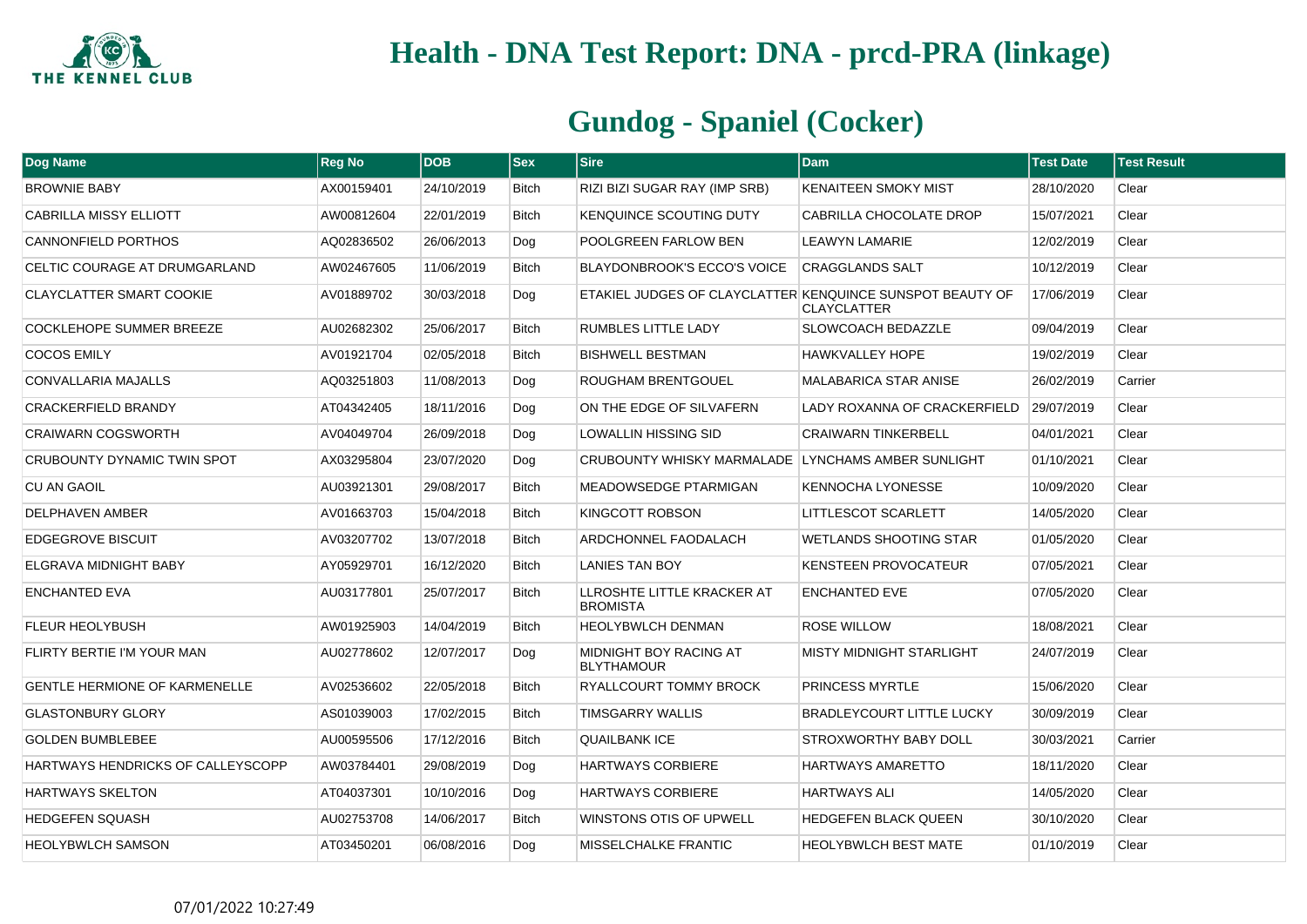# Health - DNA Test Report: DNA - prcd-PRA (linkage)

## Gundog - Spaniel (Cocker)

| Dog Name | Reg No | DOB | Sex | Sire | Dam | Test Date | Test Result |
|---|---|---|---|---|---|---|---|
| BROWNIE BABY | AX00159401 | 24/10/2019 | Bitch | RIZI BIZI SUGAR RAY (IMP SRB) | KENAITEEN SMOKY MIST | 28/10/2020 | Clear |
| CABRILLA MISSY ELLIOTT | AW00812604 | 22/01/2019 | Bitch | KENQUINCE SCOUTING DUTY | CABRILLA CHOCOLATE DROP | 15/07/2021 | Clear |
| CANNONFIELD PORTHOS | AQ02836502 | 26/06/2013 | Dog | POOLGREEN FARLOW BEN | LEAWYN LAMARIE | 12/02/2019 | Clear |
| CELTIC COURAGE AT DRUMGARLAND | AW02467605 | 11/06/2019 | Bitch | BLAYDONBROOK'S ECCO'S VOICE | CRAGGLANDS SALT | 10/12/2019 | Clear |
| CLAYCLATTER SMART COOKIE | AV01889702 | 30/03/2018 | Dog | ETAKIEL JUDGES OF CLAYCLATTER | KENQUINCE SUNSPOT BEAUTY OF CLAYCLATTER | 17/06/2019 | Clear |
| COCKLEHOPE SUMMER BREEZE | AU02682302 | 25/06/2017 | Bitch | RUMBLES LITTLE LADY | SLOWCOACH BEDAZZLE | 09/04/2019 | Clear |
| COCOS EMILY | AV01921704 | 02/05/2018 | Bitch | BISHWELL BESTMAN | HAWKVALLEY HOPE | 19/02/2019 | Clear |
| CONVALLARIA MAJALLS | AQ03251803 | 11/08/2013 | Dog | ROUGHAM BRENTGOUEL | MALABARICA STAR ANISE | 26/02/2019 | Carrier |
| CRACKERFIELD BRANDY | AT04342405 | 18/11/2016 | Dog | ON THE EDGE OF SILVAFERN | LADY ROXANNA OF CRACKERFIELD | 29/07/2019 | Clear |
| CRAIWARN COGSWORTH | AV04049704 | 26/09/2018 | Dog | LOWALLIN HISSING SID | CRAIWARN TINKERBELL | 04/01/2021 | Clear |
| CRUBOUNTY DYNAMIC TWIN SPOT | AX03295804 | 23/07/2020 | Dog | CRUBOUNTY WHISKY MARMALADE | LYNCHAMS AMBER SUNLIGHT | 01/10/2021 | Clear |
| CU AN GAOIL | AU03921301 | 29/08/2017 | Bitch | MEADOWSEDGE PTARMIGAN | KENNOCHA LYONESSE | 10/09/2020 | Clear |
| DELPHAVEN AMBER | AV01663703 | 15/04/2018 | Bitch | KINGCOTT ROBSON | LITTLESCOT SCARLETT | 14/05/2020 | Clear |
| EDGEGROVE BISCUIT | AV03207702 | 13/07/2018 | Bitch | ARDCHONNEL FAODALACH | WETLANDS SHOOTING STAR | 01/05/2020 | Clear |
| ELGRAVA MIDNIGHT BABY | AY05929701 | 16/12/2020 | Bitch | LANIES TAN BOY | KENSTEEN PROVOCATEUR | 07/05/2021 | Clear |
| ENCHANTED EVA | AU03177801 | 25/07/2017 | Bitch | LLROSHTE LITTLE KRACKER AT BROMISTA | ENCHANTED EVE | 07/05/2020 | Clear |
| FLEUR HEOLYBUSH | AW01925903 | 14/04/2019 | Bitch | HEOLYBWLCH DENMAN | ROSE WILLOW | 18/08/2021 | Clear |
| FLIRTY BERTIE I'M YOUR MAN | AU02778602 | 12/07/2017 | Dog | MIDNIGHT BOY RACING AT BLYTHAMOUR | MISTY MIDNIGHT STARLIGHT | 24/07/2019 | Clear |
| GENTLE HERMIONE OF KARMENELLE | AV02536602 | 22/05/2018 | Bitch | RYALLCOURT TOMMY BROCK | PRINCESS MYRTLE | 15/06/2020 | Clear |
| GLASTONBURY GLORY | AS01039003 | 17/02/2015 | Bitch | TIMSGARRY WALLIS | BRADLEYCOURT LITTLE LUCKY | 30/09/2019 | Clear |
| GOLDEN BUMBLEBEE | AU00595506 | 17/12/2016 | Bitch | QUAILBANK ICE | STROXWORTHY BABY DOLL | 30/03/2021 | Carrier |
| HARTWAYS HENDRICKS OF CALLEYSCOPP | AW03784401 | 29/08/2019 | Dog | HARTWAYS CORBIERE | HARTWAYS AMARETTO | 18/11/2020 | Clear |
| HARTWAYS SKELTON | AT04037301 | 10/10/2016 | Dog | HARTWAYS CORBIERE | HARTWAYS ALI | 14/05/2020 | Clear |
| HEDGEFEN SQUASH | AU02753708 | 14/06/2017 | Bitch | WINSTONS OTIS OF UPWELL | HEDGEFEN BLACK QUEEN | 30/10/2020 | Clear |
| HEOLYBWLCH SAMSON | AT03450201 | 06/08/2016 | Dog | MISSELCHALKE FRANTIC | HEOLYBWLCH BEST MATE | 01/10/2019 | Clear |

07/01/2022 10:27:49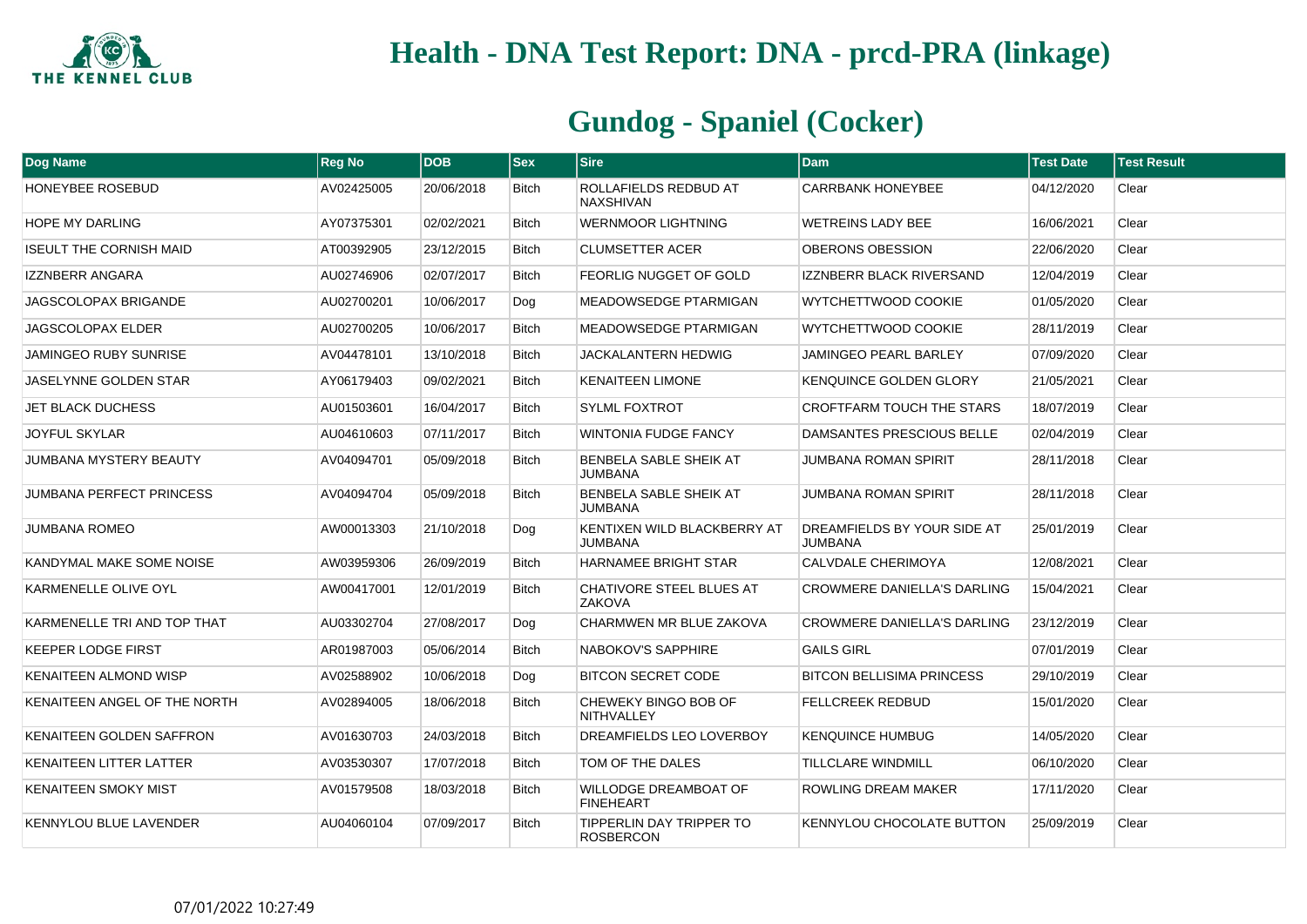# Health - DNA Test Report: DNA - prcd-PRA (linkage)

## Gundog - Spaniel (Cocker)

| Dog Name | Reg No | DOB | Sex | Sire | Dam | Test Date | Test Result |
|---|---|---|---|---|---|---|---|
| HONEYBEE ROSEBUD | AV02425005 | 20/06/2018 | Bitch | ROLLAFIELDS REDBUD AT NAXSHIVAN | CARRBANK HONEYBEE | 04/12/2020 | Clear |
| HOPE MY DARLING | AY07375301 | 02/02/2021 | Bitch | WERNMOOR LIGHTNING | WETREINS LADY BEE | 16/06/2021 | Clear |
| ISEULT THE CORNISH MAID | AT00392905 | 23/12/2015 | Bitch | CLUMSETTER ACER | OBERONS OBESSION | 22/06/2020 | Clear |
| IZZNBERR ANGARA | AU02746906 | 02/07/2017 | Bitch | FEORLIG NUGGET OF GOLD | IZZNBERR BLACK RIVERSAND | 12/04/2019 | Clear |
| JAGSCOLOPAX BRIGANDE | AU02700201 | 10/06/2017 | Dog | MEADOWSEDGE PTARMIGAN | WYTCHETTWOOD COOKIE | 01/05/2020 | Clear |
| JAGSCOLOPAX ELDER | AU02700205 | 10/06/2017 | Bitch | MEADOWSEDGE PTARMIGAN | WYTCHETTWOOD COOKIE | 28/11/2019 | Clear |
| JAMINGEO RUBY SUNRISE | AV04478101 | 13/10/2018 | Bitch | JACKALANTERN HEDWIG | JAMINGEO PEARL BARLEY | 07/09/2020 | Clear |
| JASELYNNE GOLDEN STAR | AY06179403 | 09/02/2021 | Bitch | KENAITEEN LIMONE | KENQUINCE GOLDEN GLORY | 21/05/2021 | Clear |
| JET BLACK DUCHESS | AU01503601 | 16/04/2017 | Bitch | SYLML FOXTROT | CROFTFARM TOUCH THE STARS | 18/07/2019 | Clear |
| JOYFUL SKYLAR | AU04610603 | 07/11/2017 | Bitch | WINTONIA FUDGE FANCY | DAMSANTES PRESCIOUS BELLE | 02/04/2019 | Clear |
| JUMBANA MYSTERY BEAUTY | AV04094701 | 05/09/2018 | Bitch | BENBELA SABLE SHEIK AT JUMBANA | JUMBANA ROMAN SPIRIT | 28/11/2018 | Clear |
| JUMBANA PERFECT PRINCESS | AV04094704 | 05/09/2018 | Bitch | BENBELA SABLE SHEIK AT JUMBANA | JUMBANA ROMAN SPIRIT | 28/11/2018 | Clear |
| JUMBANA ROMEO | AW00013303 | 21/10/2018 | Dog | KENTIXEN WILD BLACKBERRY AT JUMBANA | DREAMFIELDS BY YOUR SIDE AT JUMBANA | 25/01/2019 | Clear |
| KANDYMAL MAKE SOME NOISE | AW03959306 | 26/09/2019 | Bitch | HARNAMEE BRIGHT STAR | CALVDALE CHERIMOYA | 12/08/2021 | Clear |
| KARMENELLE OLIVE OYL | AW00417001 | 12/01/2019 | Bitch | CHATIVORE STEEL BLUES AT ZAKOVA | CROWMERE DANIELLA'S DARLING | 15/04/2021 | Clear |
| KARMENELLE TRI AND TOP THAT | AU03302704 | 27/08/2017 | Dog | CHARMWEN MR BLUE ZAKOVA | CROWMERE DANIELLA'S DARLING | 23/12/2019 | Clear |
| KEEPER LODGE FIRST | AR01987003 | 05/06/2014 | Bitch | NABOKOV'S SAPPHIRE | GAILS GIRL | 07/01/2019 | Clear |
| KENAITEEN ALMOND WISP | AV02588902 | 10/06/2018 | Dog | BITCON SECRET CODE | BITCON BELLISIMA PRINCESS | 29/10/2019 | Clear |
| KENAITEEN ANGEL OF THE NORTH | AV02894005 | 18/06/2018 | Bitch | CHEWEKY BINGO BOB OF NITHVALLEY | FELLCREEK REDBUD | 15/01/2020 | Clear |
| KENAITEEN GOLDEN SAFFRON | AV01630703 | 24/03/2018 | Bitch | DREAMFIELDS LEO LOVERBOY | KENQUINCE HUMBUG | 14/05/2020 | Clear |
| KENAITEEN LITTER LATTER | AV03530307 | 17/07/2018 | Bitch | TOM OF THE DALES | TILLCLARE WINDMILL | 06/10/2020 | Clear |
| KENAITEEN SMOKY MIST | AV01579508 | 18/03/2018 | Bitch | WILLODGE DREAMBOAT OF FINEHEART | ROWLING DREAM MAKER | 17/11/2020 | Clear |
| KENNYLOU BLUE LAVENDER | AU04060104 | 07/09/2017 | Bitch | TIPPERLIN DAY TRIPPER TO ROSBERCON | KENNYLOU CHOCOLATE BUTTON | 25/09/2019 | Clear |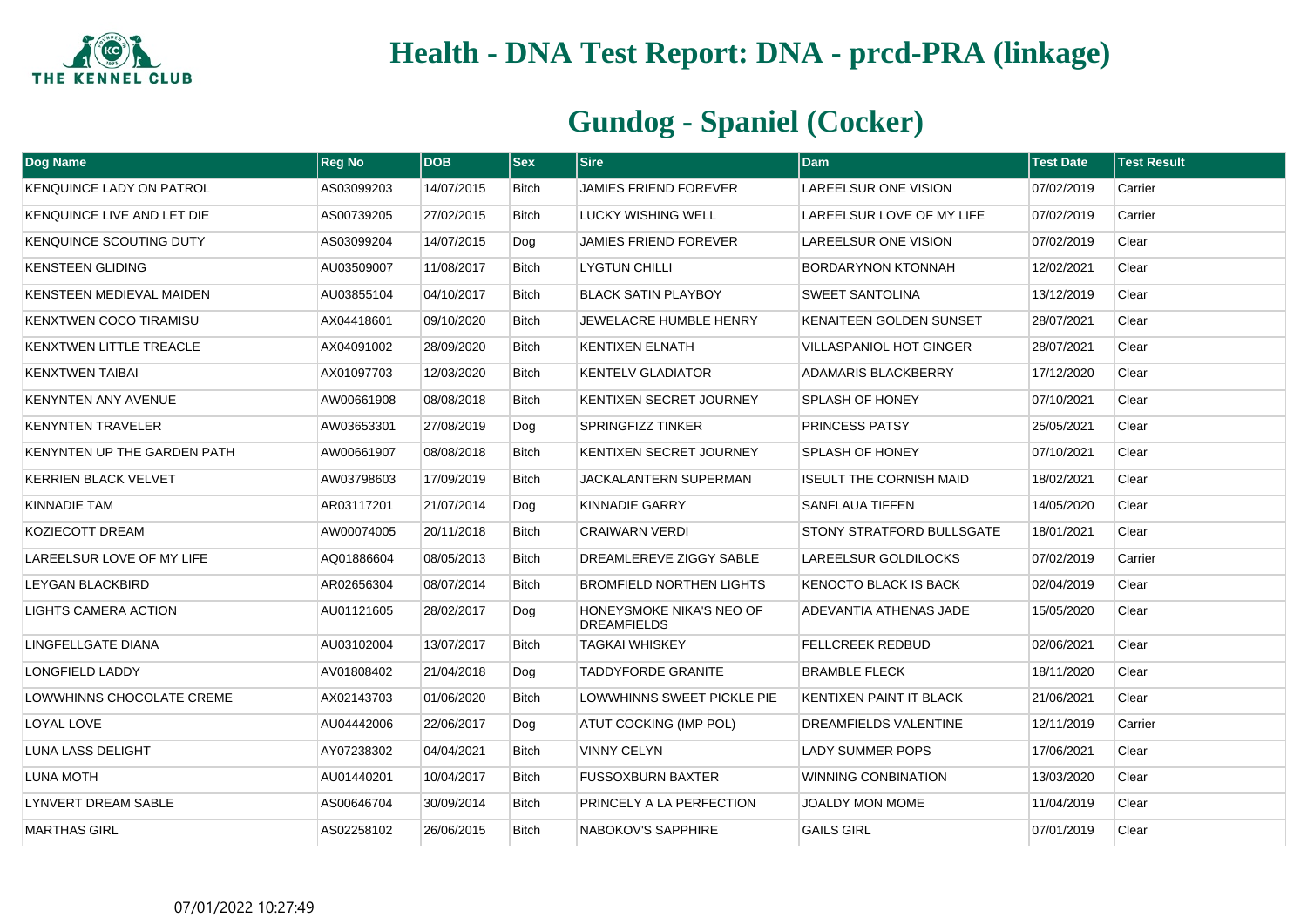# Health - DNA Test Report: DNA - prcd-PRA (linkage)

## Gundog - Spaniel (Cocker)

| Dog Name | Reg No | DOB | Sex | Sire | Dam | Test Date | Test Result |
|---|---|---|---|---|---|---|---|
| KENQUINCE LADY ON PATROL | AS03099203 | 14/07/2015 | Bitch | JAMIES FRIEND FOREVER | LAREELSUR ONE VISION | 07/02/2019 | Carrier |
| KENQUINCE LIVE AND LET DIE | AS00739205 | 27/02/2015 | Bitch | LUCKY WISHING WELL | LAREELSUR LOVE OF MY LIFE | 07/02/2019 | Carrier |
| KENQUINCE SCOUTING DUTY | AS03099204 | 14/07/2015 | Dog | JAMIES FRIEND FOREVER | LAREELSUR ONE VISION | 07/02/2019 | Clear |
| KENSTEEN GLIDING | AU03509007 | 11/08/2017 | Bitch | LYGTUN CHILLI | BORDARYNON KTONNAH | 12/02/2021 | Clear |
| KENSTEEN MEDIEVAL MAIDEN | AU03855104 | 04/10/2017 | Bitch | BLACK SATIN PLAYBOY | SWEET SANTOLINA | 13/12/2019 | Clear |
| KENXTWEN COCO TIRAMISU | AX04418601 | 09/10/2020 | Bitch | JEWELACRE HUMBLE HENRY | KENAITEEN GOLDEN SUNSET | 28/07/2021 | Clear |
| KENXTWEN LITTLE TREACLE | AX04091002 | 28/09/2020 | Bitch | KENTIXEN ELNATH | VILLASPANIOL HOT GINGER | 28/07/2021 | Clear |
| KENXTWEN TAIBAI | AX01097703 | 12/03/2020 | Bitch | KENTELV GLADIATOR | ADAMARIS BLACKBERRY | 17/12/2020 | Clear |
| KENYNTEN ANY AVENUE | AW00661908 | 08/08/2018 | Bitch | KENTIXEN SECRET JOURNEY | SPLASH OF HONEY | 07/10/2021 | Clear |
| KENYNTEN TRAVELER | AW03653301 | 27/08/2019 | Dog | SPRINGFIZZ TINKER | PRINCESS PATSY | 25/05/2021 | Clear |
| KENYNTEN UP THE GARDEN PATH | AW00661907 | 08/08/2018 | Bitch | KENTIXEN SECRET JOURNEY | SPLASH OF HONEY | 07/10/2021 | Clear |
| KERRIEN BLACK VELVET | AW03798603 | 17/09/2019 | Bitch | JACKALANTERN SUPERMAN | ISEULT THE CORNISH MAID | 18/02/2021 | Clear |
| KINNADIE TAM | AR03117201 | 21/07/2014 | Dog | KINNADIE GARRY | SANFLAUA TIFFEN | 14/05/2020 | Clear |
| KOZIECOTT DREAM | AW00074005 | 20/11/2018 | Bitch | CRAIWARN VERDI | STONY STRATFORD BULLSGATE | 18/01/2021 | Clear |
| LAREELSUR LOVE OF MY LIFE | AQ01886604 | 08/05/2013 | Bitch | DREAMLEREVE ZIGGY SABLE | LAREELSUR GOLDILOCKS | 07/02/2019 | Carrier |
| LEYGAN BLACKBIRD | AR02656304 | 08/07/2014 | Bitch | BROMFIELD NORTHEN LIGHTS | KENOCTO BLACK IS BACK | 02/04/2019 | Clear |
| LIGHTS CAMERA ACTION | AU01121605 | 28/02/2017 | Dog | HONEYSMOKE NIKA'S NEO OF DREAMFIELDS | ADEVANTIA ATHENAS JADE | 15/05/2020 | Clear |
| LINGFELLGATE DIANA | AU03102004 | 13/07/2017 | Bitch | TAGKAI WHISKEY | FELLCREEK REDBUD | 02/06/2021 | Clear |
| LONGFIELD LADDY | AV01808402 | 21/04/2018 | Dog | TADDYFORDE GRANITE | BRAMBLE FLECK | 18/11/2020 | Clear |
| LOWWHINNS CHOCOLATE CREME | AX02143703 | 01/06/2020 | Bitch | LOWWHINNS SWEET PICKLE PIE | KENTIXEN PAINT IT BLACK | 21/06/2021 | Clear |
| LOYAL LOVE | AU04442006 | 22/06/2017 | Dog | ATUT COCKING (IMP POL) | DREAMFIELDS VALENTINE | 12/11/2019 | Carrier |
| LUNA LASS DELIGHT | AY07238302 | 04/04/2021 | Bitch | VINNY CELYN | LADY SUMMER POPS | 17/06/2021 | Clear |
| LUNA MOTH | AU01440201 | 10/04/2017 | Bitch | FUSSOXBURN BAXTER | WINNING CONBINATION | 13/03/2020 | Clear |
| LYNVERT DREAM SABLE | AS00646704 | 30/09/2014 | Bitch | PRINCELY A LA PERFECTION | JOALDY MON MOME | 11/04/2019 | Clear |
| MARTHAS GIRL | AS02258102 | 26/06/2015 | Bitch | NABOKOV'S SAPPHIRE | GAILS GIRL | 07/01/2019 | Clear |

07/01/2022 10:27:49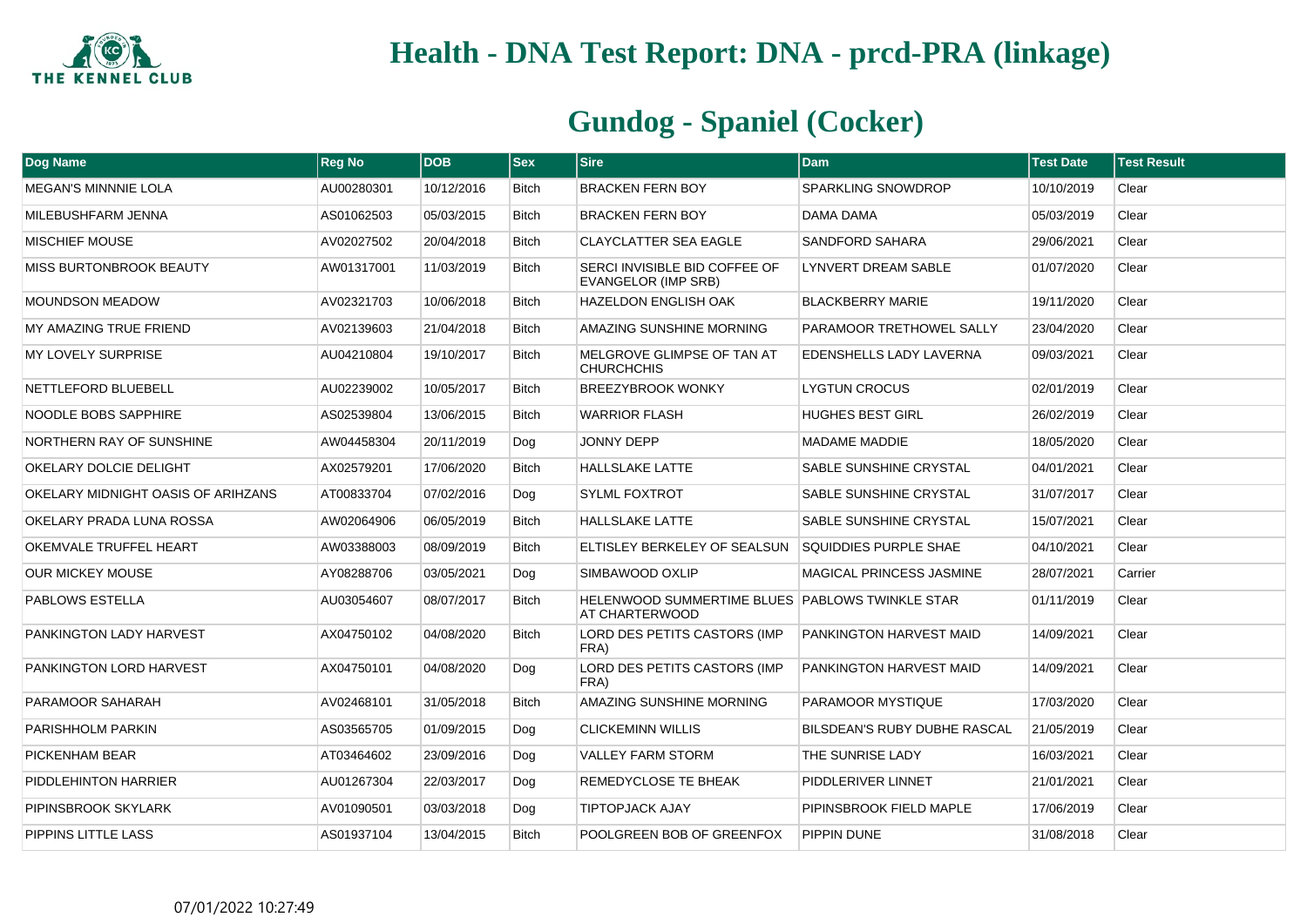# Health - DNA Test Report: DNA - prcd-PRA (linkage)

## Gundog - Spaniel (Cocker)

| Dog Name | Reg No | DOB | Sex | Sire | Dam | Test Date | Test Result |
|---|---|---|---|---|---|---|---|
| MEGAN'S MINNNIE LOLA | AU00280301 | 10/12/2016 | Bitch | BRACKEN FERN BOY | SPARKLING SNOWDROP | 10/10/2019 | Clear |
| MILEBUSHFARM JENNA | AS01062503 | 05/03/2015 | Bitch | BRACKEN FERN BOY | DAMA DAMA | 05/03/2019 | Clear |
| MISCHIEF MOUSE | AV02027502 | 20/04/2018 | Bitch | CLAYCLATTER SEA EAGLE | SANDFORD SAHARA | 29/06/2021 | Clear |
| MISS BURTONBROOK BEAUTY | AW01317001 | 11/03/2019 | Bitch | SERCI INVISIBLE BID COFFEE OF EVANGELOR (IMP SRB) | LYNVERT DREAM SABLE | 01/07/2020 | Clear |
| MOUNDSON MEADOW | AV02321703 | 10/06/2018 | Bitch | HAZELDON ENGLISH OAK | BLACKBERRY MARIE | 19/11/2020 | Clear |
| MY AMAZING TRUE FRIEND | AV02139603 | 21/04/2018 | Bitch | AMAZING SUNSHINE MORNING | PARAMOOR TRETHOWEL SALLY | 23/04/2020 | Clear |
| MY LOVELY SURPRISE | AU04210804 | 19/10/2017 | Bitch | MELGROVE GLIMPSE OF TAN AT CHURCHCHIS | EDENSHELLS LADY LAVERNA | 09/03/2021 | Clear |
| NETTLEFORD BLUEBELL | AU02239002 | 10/05/2017 | Bitch | BREEZYBROOK WONKY | LYGTUN CROCUS | 02/01/2019 | Clear |
| NOODLE BOBS SAPPHIRE | AS02539804 | 13/06/2015 | Bitch | WARRIOR FLASH | HUGHES BEST GIRL | 26/02/2019 | Clear |
| NORTHERN RAY OF SUNSHINE | AW04458304 | 20/11/2019 | Dog | JONNY DEPP | MADAME MADDIE | 18/05/2020 | Clear |
| OKELARY DOLCIE DELIGHT | AX02579201 | 17/06/2020 | Bitch | HALLSLAKE LATTE | SABLE SUNSHINE CRYSTAL | 04/01/2021 | Clear |
| OKELARY MIDNIGHT OASIS OF ARIHZANS | AT00833704 | 07/02/2016 | Dog | SYLML FOXTROT | SABLE SUNSHINE CRYSTAL | 31/07/2017 | Clear |
| OKELARY PRADA LUNA ROSSA | AW02064906 | 06/05/2019 | Bitch | HALLSLAKE LATTE | SABLE SUNSHINE CRYSTAL | 15/07/2021 | Clear |
| OKEMVALE TRUFFEL HEART | AW03388003 | 08/09/2019 | Bitch | ELTISLEY BERKELEY OF SEALSUN | SQUIDDIES PURPLE SHAE | 04/10/2021 | Clear |
| OUR MICKEY MOUSE | AY08288706 | 03/05/2021 | Dog | SIMBAWOOD OXLIP | MAGICAL PRINCESS JASMINE | 28/07/2021 | Carrier |
| PABLOWS ESTELLA | AU03054607 | 08/07/2017 | Bitch | HELENWOOD SUMMERTIME BLUES AT CHARTERWOOD | PABLOWS TWINKLE STAR | 01/11/2019 | Clear |
| PANKINGTON LADY HARVEST | AX04750102 | 04/08/2020 | Bitch | LORD DES PETITS CASTORS (IMP FRA) | PANKINGTON HARVEST MAID | 14/09/2021 | Clear |
| PANKINGTON LORD HARVEST | AX04750101 | 04/08/2020 | Dog | LORD DES PETITS CASTORS (IMP FRA) | PANKINGTON HARVEST MAID | 14/09/2021 | Clear |
| PARAMOOR SAHARAH | AV02468101 | 31/05/2018 | Bitch | AMAZING SUNSHINE MORNING | PARAMOOR MYSTIQUE | 17/03/2020 | Clear |
| PARISHHOLM PARKIN | AS03565705 | 01/09/2015 | Dog | CLICKEMINN WILLIS | BILSDEAN'S RUBY DUBHE RASCAL | 21/05/2019 | Clear |
| PICKENHAM BEAR | AT03464602 | 23/09/2016 | Dog | VALLEY FARM STORM | THE SUNRISE LADY | 16/03/2021 | Clear |
| PIDDLEHINTON HARRIER | AU01267304 | 22/03/2017 | Dog | REMEDYCLOSE TE BHEAK | PIDDLERIVER LINNET | 21/01/2021 | Clear |
| PIPINSBROOK SKYLARK | AV01090501 | 03/03/2018 | Dog | TIPTOPJACK AJAY | PIPINSBROOK FIELD MAPLE | 17/06/2019 | Clear |
| PIPPINS LITTLE LASS | AS01937104 | 13/04/2015 | Bitch | POOLGREEN BOB OF GREENFOX | PIPPIN DUNE | 31/08/2018 | Clear |

07/01/2022 10:27:49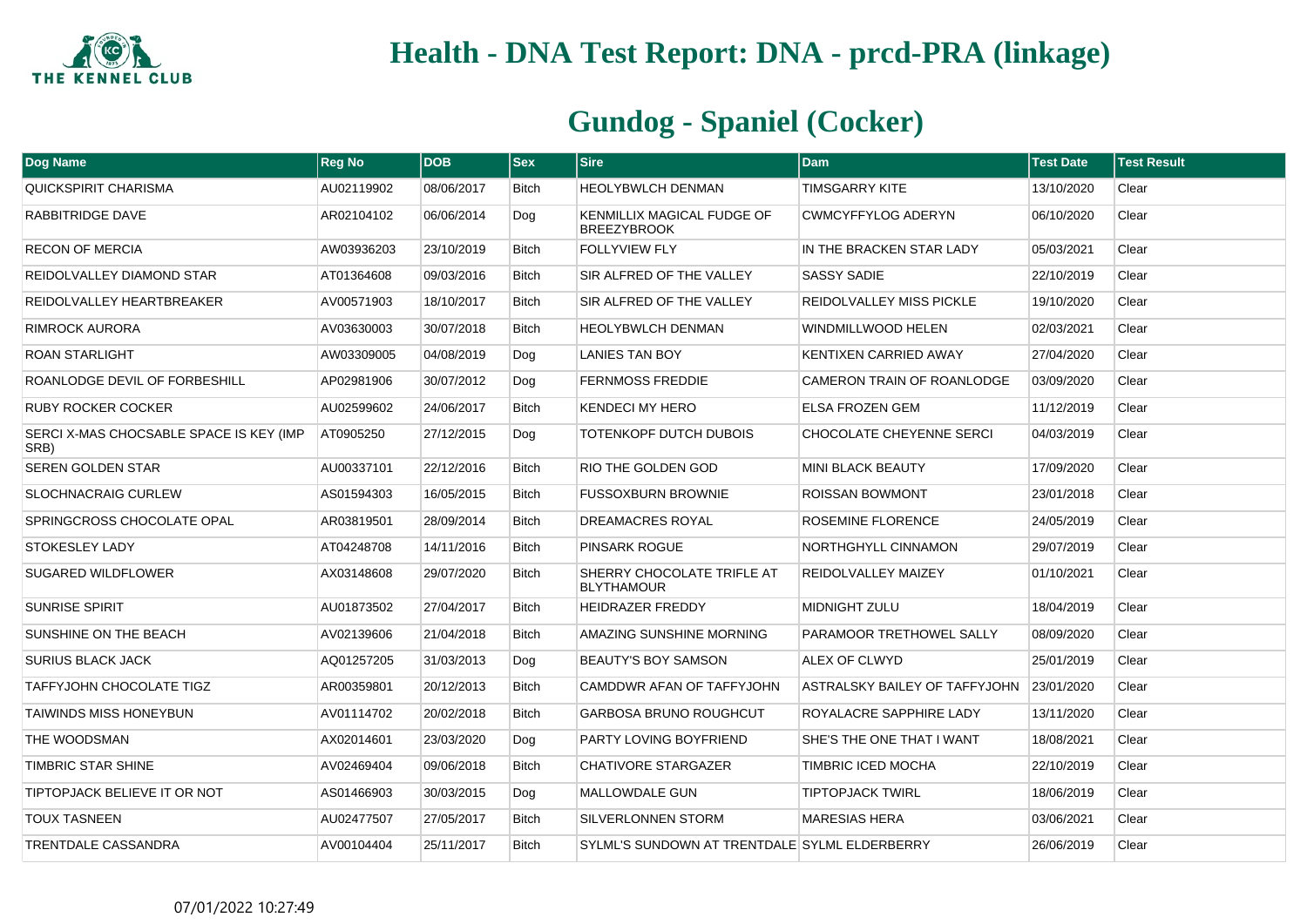# Health - DNA Test Report: DNA - prcd-PRA (linkage)

## Gundog - Spaniel (Cocker)

| Dog Name | Reg No | DOB | Sex | Sire | Dam | Test Date | Test Result |
|---|---|---|---|---|---|---|---|
| QUICKSPIRIT CHARISMA | AU02119902 | 08/06/2017 | Bitch | HEOLYBWLCH DENMAN | TIMSGARRY KITE | 13/10/2020 | Clear |
| RABBITRIDGE DAVE | AR02104102 | 06/06/2014 | Dog | KENMILLIX MAGICAL FUDGE OF BREEZYBROOK | CWMCYFFYLOG ADERYN | 06/10/2020 | Clear |
| RECON OF MERCIA | AW03936203 | 23/10/2019 | Bitch | FOLLYVIEW FLY | IN THE BRACKEN STAR LADY | 05/03/2021 | Clear |
| REIDOLVALLEY DIAMOND STAR | AT01364608 | 09/03/2016 | Bitch | SIR ALFRED OF THE VALLEY | SASSY SADIE | 22/10/2019 | Clear |
| REIDOLVALLEY HEARTBREAKER | AV00571903 | 18/10/2017 | Bitch | SIR ALFRED OF THE VALLEY | REIDOLVALLEY MISS PICKLE | 19/10/2020 | Clear |
| RIMROCK AURORA | AV03630003 | 30/07/2018 | Bitch | HEOLYBWLCH DENMAN | WINDMILLWOOD HELEN | 02/03/2021 | Clear |
| ROAN STARLIGHT | AW03309005 | 04/08/2019 | Dog | LANIES TAN BOY | KENTIXEN CARRIED AWAY | 27/04/2020 | Clear |
| ROANLODGE DEVIL OF FORBESHILL | AP02981906 | 30/07/2012 | Dog | FERNMOSS FREDDIE | CAMERON TRAIN OF ROANLODGE | 03/09/2020 | Clear |
| RUBY ROCKER COCKER | AU02599602 | 24/06/2017 | Bitch | KENDECI MY HERO | ELSA FROZEN GEM | 11/12/2019 | Clear |
| SERCI X-MAS CHOCSABLE SPACE IS KEY (IMP SRB) | AT0905250 | 27/12/2015 | Dog | TOTENKOPF DUTCH DUBOIS | CHOCOLATE CHEYENNE SERCI | 04/03/2019 | Clear |
| SEREN GOLDEN STAR | AU00337101 | 22/12/2016 | Bitch | RIO THE GOLDEN GOD | MINI BLACK BEAUTY | 17/09/2020 | Clear |
| SLOCHNACRAIG CURLEW | AS01594303 | 16/05/2015 | Bitch | FUSSOXBURN BROWNIE | ROISSAN BOWMONT | 23/01/2018 | Clear |
| SPRINGCROSS CHOCOLATE OPAL | AR03819501 | 28/09/2014 | Bitch | DREAMACRES ROYAL | ROSEMINE FLORENCE | 24/05/2019 | Clear |
| STOKESLEY LADY | AT04248708 | 14/11/2016 | Bitch | PINSARK ROGUE | NORTHGHYLL CINNAMON | 29/07/2019 | Clear |
| SUGARED WILDFLOWER | AX03148608 | 29/07/2020 | Bitch | SHERRY CHOCOLATE TRIFLE AT BLYTHAMOUR | REIDOLVALLEY MAIZEY | 01/10/2021 | Clear |
| SUNRISE SPIRIT | AU01873502 | 27/04/2017 | Bitch | HEIDRAZER FREDDY | MIDNIGHT ZULU | 18/04/2019 | Clear |
| SUNSHINE ON THE BEACH | AV02139606 | 21/04/2018 | Bitch | AMAZING SUNSHINE MORNING | PARAMOOR TRETHOWEL SALLY | 08/09/2020 | Clear |
| SURIUS BLACK JACK | AQ01257205 | 31/03/2013 | Dog | BEAUTY'S BOY SAMSON | ALEX OF CLWYD | 25/01/2019 | Clear |
| TAFFYJOHN CHOCOLATE TIGZ | AR00359801 | 20/12/2013 | Bitch | CAMDDWR AFAN OF TAFFYJOHN | ASTRALSKY BAILEY OF TAFFYJOHN | 23/01/2020 | Clear |
| TAIWINDS MISS HONEYBUN | AV01114702 | 20/02/2018 | Bitch | GARBOSA BRUNO ROUGHCUT | ROYALACRE SAPPHIRE LADY | 13/11/2020 | Clear |
| THE WOODSMAN | AX02014601 | 23/03/2020 | Dog | PARTY LOVING BOYFRIEND | SHE'S THE ONE THAT I WANT | 18/08/2021 | Clear |
| TIMBRIC STAR SHINE | AV02469404 | 09/06/2018 | Bitch | CHATIVORE STARGAZER | TIMBRIC ICED MOCHA | 22/10/2019 | Clear |
| TIPTOPJACK BELIEVE IT OR NOT | AS01466903 | 30/03/2015 | Dog | MALLOWDALE GUN | TIPTOPJACK TWIRL | 18/06/2019 | Clear |
| TOUX TASNEEN | AU02477507 | 27/05/2017 | Bitch | SILVERLONNEN STORM | MARESIAS HERA | 03/06/2021 | Clear |
| TRENTDALE CASSANDRA | AV00104404 | 25/11/2017 | Bitch | SYLML'S SUNDOWN AT TRENTDALE | SYLML ELDERBERRY | 26/06/2019 | Clear |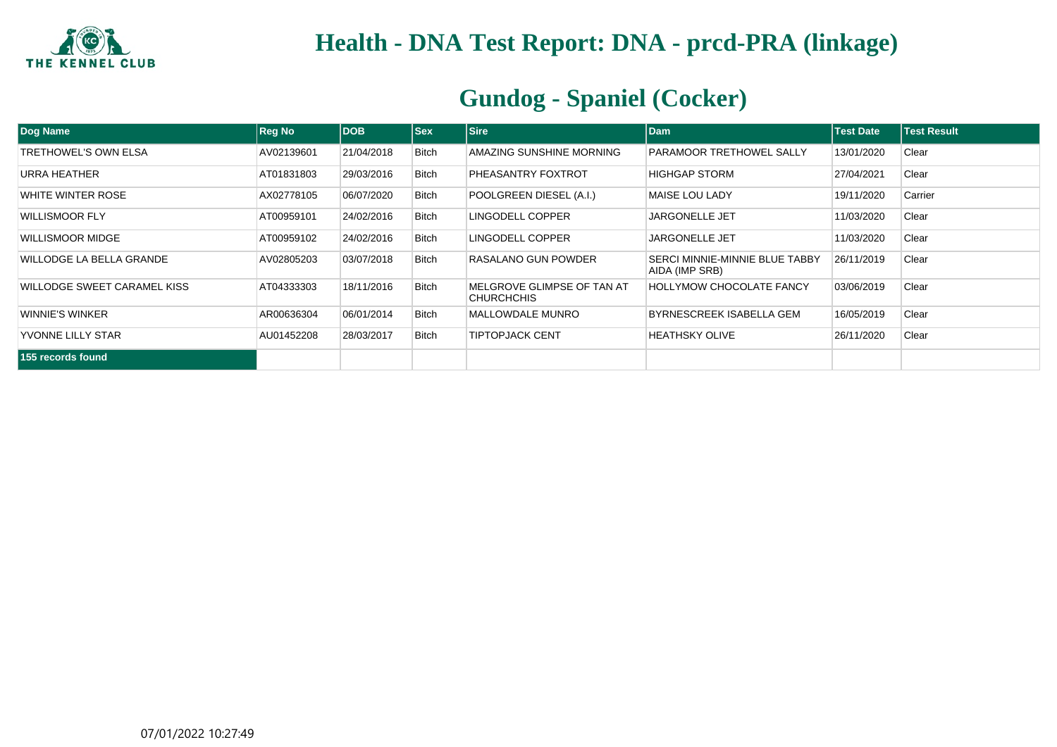# Health - DNA Test Report: DNA - prcd-PRA (linkage)

## Gundog - Spaniel (Cocker)

| Dog Name | Reg No | DOB | Sex | Sire | Dam | Test Date | Test Result |
|---|---|---|---|---|---|---|---|
| TRETHOWEL'S OWN ELSA | AV02139601 | 21/04/2018 | Bitch | AMAZING SUNSHINE MORNING | PARAMOOR TRETHOWEL SALLY | 13/01/2020 | Clear |
| URRA HEATHER | AT01831803 | 29/03/2016 | Bitch | PHEASANTRY FOXTROT | HIGHGAP STORM | 27/04/2021 | Clear |
| WHITE WINTER ROSE | AX02778105 | 06/07/2020 | Bitch | POOLGREEN DIESEL (A.I.) | MAISE LOU LADY | 19/11/2020 | Carrier |
| WILLISMOOR FLY | AT00959101 | 24/02/2016 | Bitch | LINGODELL COPPER | JARGONELLE JET | 11/03/2020 | Clear |
| WILLISMOOR MIDGE | AT00959102 | 24/02/2016 | Bitch | LINGODELL COPPER | JARGONELLE JET | 11/03/2020 | Clear |
| WILLODGE LA BELLA GRANDE | AV02805203 | 03/07/2018 | Bitch | RASALANO GUN POWDER | SERCI MINNIE-MINNIE BLUE TABBY AIDA (IMP SRB) | 26/11/2019 | Clear |
| WILLODGE SWEET CARAMEL KISS | AT04333303 | 18/11/2016 | Bitch | MELGROVE GLIMPSE OF TAN AT CHURCHCHIS | HOLLYMOW CHOCOLATE FANCY | 03/06/2019 | Clear |
| WINNIE'S WINKER | AR00636304 | 06/01/2014 | Bitch | MALLOWDALE MUNRO | BYRNESCREEK ISABELLA GEM | 16/05/2019 | Clear |
| YVONNE LILLY STAR | AU01452208 | 28/03/2017 | Bitch | TIPTOPJACK CENT | HEATHSKY OLIVE | 26/11/2020 | Clear |
| **155 records found** | | | | | | | |

07/01/2022 10:27:49